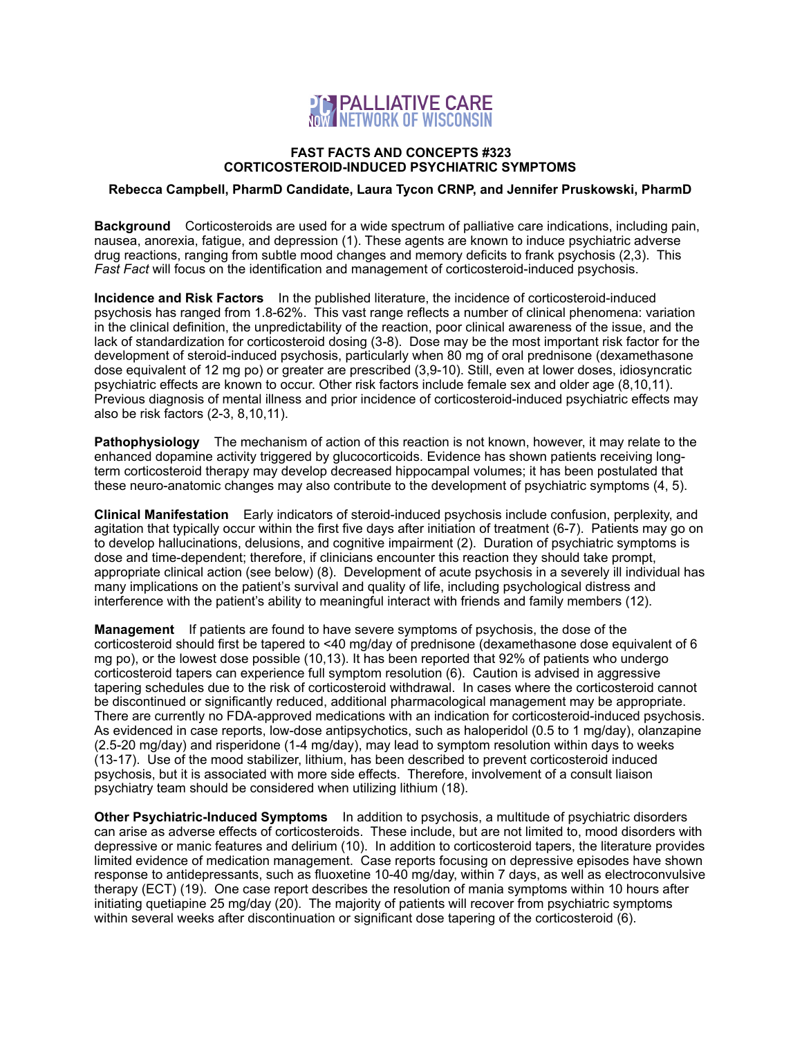PALLIATIVE CARE NETWORK OF WISCONSIN

# FAST FACTS AND CONCEPTS #323
# CORTICOSTEROID-INDUCED PSYCHIATRIC SYMPTOMS

**Rebecca Campbell, PharmD Candidate, Laura Tycon CRNP, and Jennifer Pruskowski, PharmD**

**Background** Corticosteroids are used for a wide spectrum of palliative care indications, including pain, nausea, anorexia, fatigue, and depression (1). These agents are known to induce psychiatric adverse drug reactions, ranging from subtle mood changes and memory deficits to frank psychosis (2,3). This *Fast Fact* will focus on the identification and management of corticosteroid-induced psychosis.

**Incidence and Risk Factors** In the published literature, the incidence of corticosteroid-induced psychosis has ranged from 1.8-62%. This vast range reflects a number of clinical phenomena: variation in the clinical definition, the unpredictability of the reaction, poor clinical awareness of the issue, and the lack of standardization for corticosteroid dosing (3-8). Dose may be the most important risk factor for the development of steroid-induced psychosis, particularly when 80 mg of oral prednisone (dexamethasone dose equivalent of 12 mg po) or greater are prescribed (3,9-10). Still, even at lower doses, idiosyncratic psychiatric effects are known to occur. Other risk factors include female sex and older age (8,10,11). Previous diagnosis of mental illness and prior incidence of corticosteroid-induced psychiatric effects may also be risk factors (2-3, 8,10,11).

**Pathophysiology** The mechanism of action of this reaction is not known, however, it may relate to the enhanced dopamine activity triggered by glucocorticoids. Evidence has shown patients receiving long-term corticosteroid therapy may develop decreased hippocampal volumes; it has been postulated that these neuro-anatomic changes may also contribute to the development of psychiatric symptoms (4, 5).

**Clinical Manifestation** Early indicators of steroid-induced psychosis include confusion, perplexity, and agitation that typically occur within the first five days after initiation of treatment (6-7). Patients may go on to develop hallucinations, delusions, and cognitive impairment (2). Duration of psychiatric symptoms is dose and time-dependent; therefore, if clinicians encounter this reaction they should take prompt, appropriate clinical action (see below) (8). Development of acute psychosis in a severely ill individual has many implications on the patient's survival and quality of life, including psychological distress and interference with the patient's ability to meaningful interact with friends and family members (12).

**Management** If patients are found to have severe symptoms of psychosis, the dose of the corticosteroid should first be tapered to <40 mg/day of prednisone (dexamethasone dose equivalent of 6 mg po), or the lowest dose possible (10,13). It has been reported that 92% of patients who undergo corticosteroid tapers can experience full symptom resolution (6). Caution is advised in aggressive tapering schedules due to the risk of corticosteroid withdrawal. In cases where the corticosteroid cannot be discontinued or significantly reduced, additional pharmacological management may be appropriate. There are currently no FDA-approved medications with an indication for corticosteroid-induced psychosis. As evidenced in case reports, low-dose antipsychotics, such as haloperidol (0.5 to 1 mg/day), olanzapine (2.5-20 mg/day) and risperidone (1-4 mg/day), may lead to symptom resolution within days to weeks (13-17). Use of the mood stabilizer, lithium, has been described to prevent corticosteroid induced psychosis, but it is associated with more side effects. Therefore, involvement of a consult liaison psychiatry team should be considered when utilizing lithium (18).

**Other Psychiatric-Induced Symptoms** In addition to psychosis, a multitude of psychiatric disorders can arise as adverse effects of corticosteroids. These include, but are not limited to, mood disorders with depressive or manic features and delirium (10). In addition to corticosteroid tapers, the literature provides limited evidence of medication management. Case reports focusing on depressive episodes have shown response to antidepressants, such as fluoxetine 10-40 mg/day, within 7 days, as well as electroconvulsive therapy (ECT) (19). One case report describes the resolution of mania symptoms within 10 hours after initiating quetiapine 25 mg/day (20). The majority of patients will recover from psychiatric symptoms within several weeks after discontinuation or significant dose tapering of the corticosteroid (6).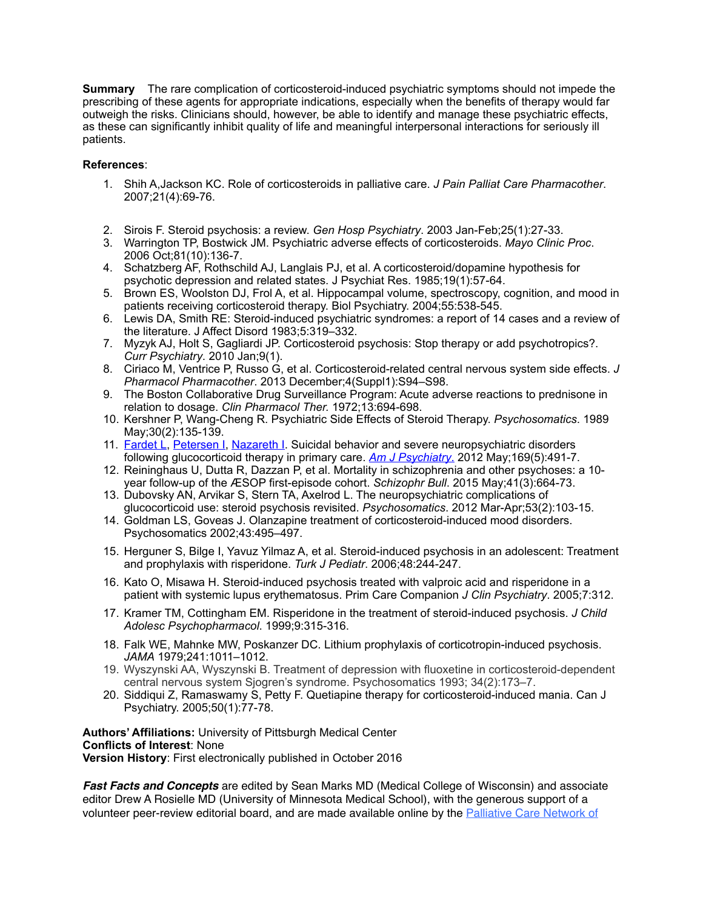**Summary** The rare complication of corticosteroid-induced psychiatric symptoms should not impede the prescribing of these agents for appropriate indications, especially when the benefits of therapy would far outweigh the risks. Clinicians should, however, be able to identify and manage these psychiatric effects, as these can significantly inhibit quality of life and meaningful interpersonal interactions for seriously ill patients.

**References**:

1. Shih A,Jackson KC. Role of corticosteroids in palliative care. *J Pain Palliat Care Pharmacother*. 2007;21(4):69-76.
2. Sirois F. Steroid psychosis: a review. *Gen Hosp Psychiatry*. 2003 Jan-Feb;25(1):27-33.
3. Warrington TP, Bostwick JM. Psychiatric adverse effects of corticosteroids. *Mayo Clinic Proc*. 2006 Oct;81(10):136-7.
4. Schatzberg AF, Rothschild AJ, Langlais PJ, et al. A corticosteroid/dopamine hypothesis for psychotic depression and related states. J Psychiat Res. 1985;19(1):57-64.
5. Brown ES, Woolston DJ, Frol A, et al. Hippocampal volume, spectroscopy, cognition, and mood in patients receiving corticosteroid therapy. Biol Psychiatry. 2004;55:538-545.
6. Lewis DA, Smith RE: Steroid-induced psychiatric syndromes: a report of 14 cases and a review of the literature. J Affect Disord 1983;5:319–332.
7. Myzyk AJ, Holt S, Gagliardi JP. Corticosteroid psychosis: Stop therapy or add psychotropics?. *Curr Psychiatry*. 2010 Jan;9(1).
8. Ciriaco M, Ventrice P, Russo G, et al. Corticosteroid-related central nervous system side effects. *J Pharmacol Pharmacother*. 2013 December;4(Suppl1):S94–S98.
9. The Boston Collaborative Drug Surveillance Program: Acute adverse reactions to prednisone in relation to dosage. *Clin Pharmacol Ther.* 1972;13:694-698.
10. Kershner P, Wang-Cheng R. Psychiatric Side Effects of Steroid Therapy. *Psychosomatics.* 1989 May;30(2):135-139.
11. Fardet L, Petersen I, Nazareth I. Suicidal behavior and severe neuropsychiatric disorders following glucocorticoid therapy in primary care. *Am J Psychiatry.* 2012 May;169(5):491-7.
12. Reininghaus U, Dutta R, Dazzan P, et al. Mortality in schizophrenia and other psychoses: a 10-year follow-up of the ÆSOP first-episode cohort. *Schizophr Bull*. 2015 May;41(3):664-73.
13. Dubovsky AN, Arvikar S, Stern TA, Axelrod L. The neuropsychiatric complications of glucocorticoid use: steroid psychosis revisited. *Psychosomatics*. 2012 Mar-Apr;53(2):103-15.
14. Goldman LS, Goveas J. Olanzapine treatment of corticosteroid-induced mood disorders. Psychosomatics 2002;43:495–497.
15. Herguner S, Bilge I, Yavuz Yilmaz A, et al. Steroid-induced psychosis in an adolescent: Treatment and prophylaxis with risperidone. *Turk J Pediatr.* 2006;48:244-247.
16. Kato O, Misawa H. Steroid-induced psychosis treated with valproic acid and risperidone in a patient with systemic lupus erythematosus. Prim Care Companion *J Clin Psychiatry*. 2005;7:312.
17. Kramer TM, Cottingham EM. Risperidone in the treatment of steroid-induced psychosis. *J Child Adolesc Psychopharmacol.* 1999;9:315-316.
18. Falk WE, Mahnke MW, Poskanzer DC. Lithium prophylaxis of corticotropin-induced psychosis. *JAMA* 1979;241:1011–1012.
19. Wyszynski AA, Wyszynski B. Treatment of depression with fluoxetine in corticosteroid-dependent central nervous system Sjogren's syndrome. Psychosomatics 1993; 34(2):173–7.
20. Siddiqui Z, Ramaswamy S, Petty F. Quetiapine therapy for corticosteroid-induced mania. Can J Psychiatry. 2005;50(1):77-78.

**Authors' Affiliations:** University of Pittsburgh Medical Center
**Conflicts of Interest**: None
**Version History**: First electronically published in October 2016

***Fast Facts and Concepts*** are edited by Sean Marks MD (Medical College of Wisconsin) and associate editor Drew A Rosielle MD (University of Minnesota Medical School), with the generous support of a volunteer peer-review editorial board, and are made available online by the Palliative Care Network of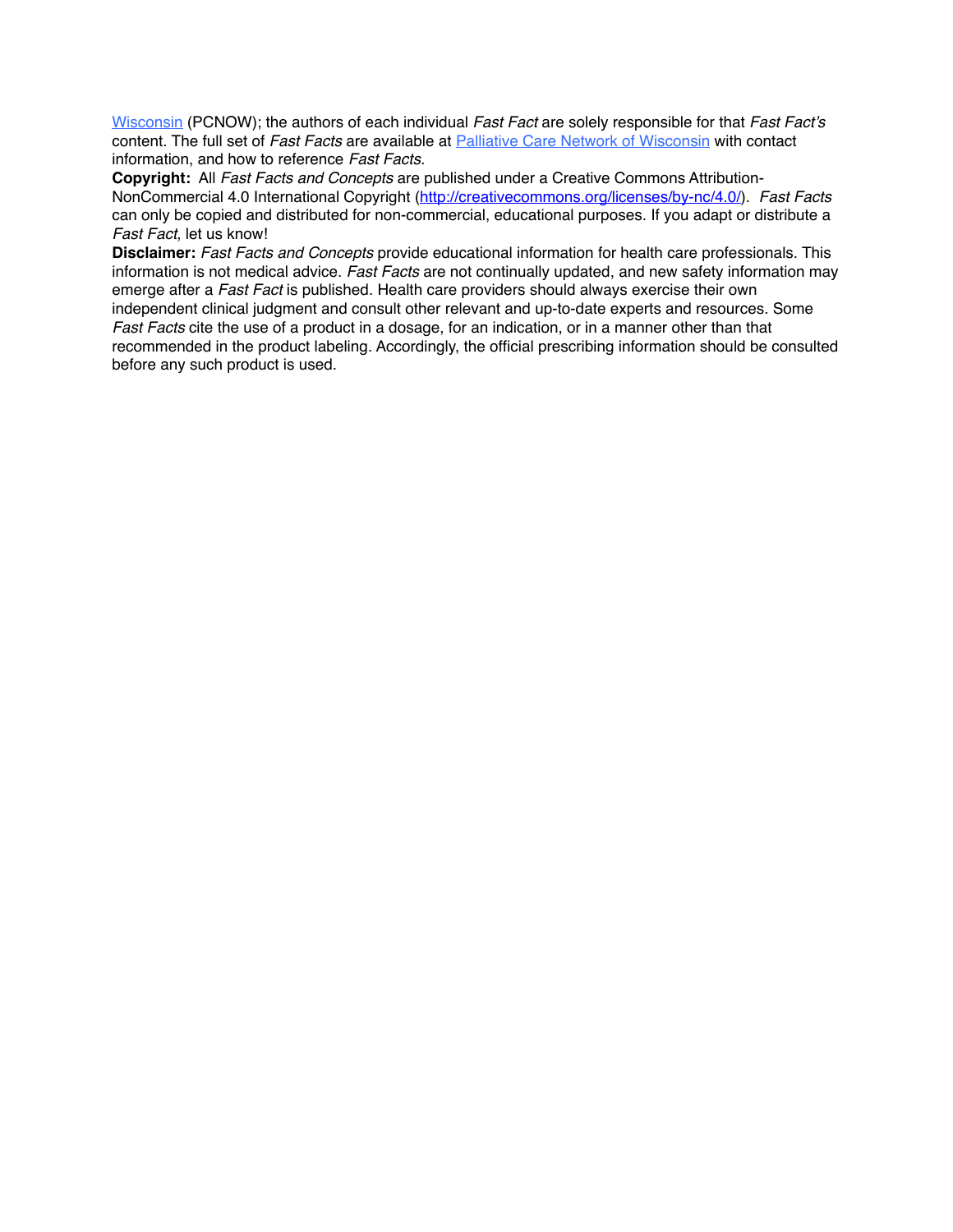Wisconsin (PCNOW); the authors of each individual *Fast Fact* are solely responsible for that *Fast Fact's* content. The full set of *Fast Facts* are available at Palliative Care Network of Wisconsin with contact information, and how to reference *Fast Facts.*

**Copyright:** All *Fast Facts and Concepts* are published under a Creative Commons Attribution-NonCommercial 4.0 International Copyright (http://creativecommons.org/licenses/by-nc/4.0/). *Fast Facts* can only be copied and distributed for non-commercial, educational purposes. If you adapt or distribute a *Fast Fact*, let us know!

**Disclaimer:** *Fast Facts and Concepts* provide educational information for health care professionals. This information is not medical advice. *Fast Facts* are not continually updated, and new safety information may emerge after a *Fast Fact* is published. Health care providers should always exercise their own independent clinical judgment and consult other relevant and up-to-date experts and resources. Some *Fast Facts* cite the use of a product in a dosage, for an indication, or in a manner other than that recommended in the product labeling. Accordingly, the official prescribing information should be consulted before any such product is used.